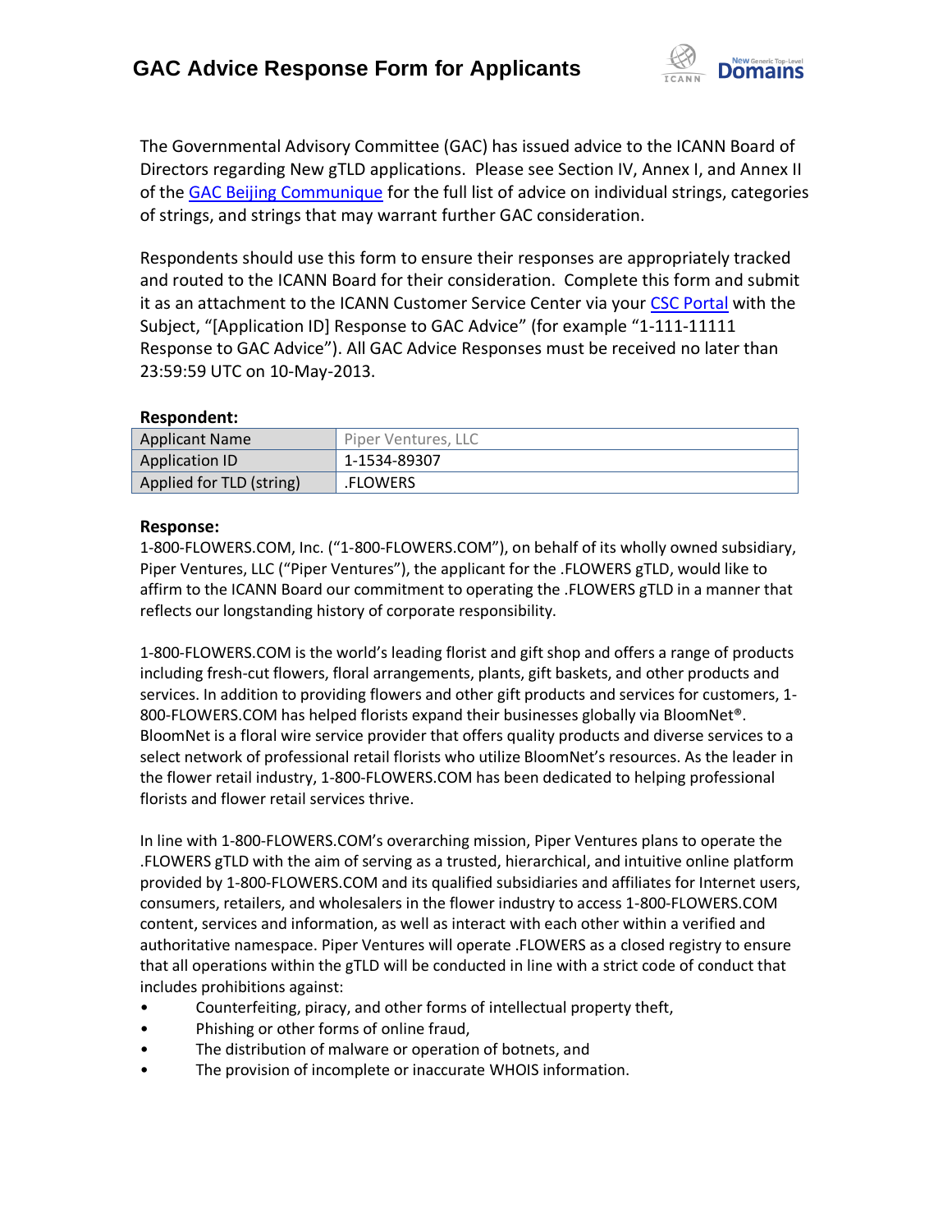# GAC Advice Response Form for Applicants

The Governmental Advisory Committee (GAC) has issued advice to the ICANN Board of Directors regarding New gTLD applications. Please see Section IV, Annex I, and Annex II of the GAC Beijing Communique for the full list of advice on individual strings, categories of strings, and strings that may warrant further GAC consideration.

Respondents should use this form to ensure their responses are appropriately tracked and routed to the ICANN Board for their consideration. Complete this form and submit it as an attachment to the ICANN Customer Service Center via your CSC Portal with the Subject, "[Application ID] Response to GAC Advice" (for example "1-111-11111 Response to GAC Advice"). All GAC Advice Responses must be received no later than 23:59:59 UTC on 10-May-2013.

**Respondent:**

| Applicant Name | Piper Ventures, LLC |
|---|---|
| Application ID | 1-1534-89307 |
| Applied for TLD (string) | .FLOWERS |

**Response:**

1-800-FLOWERS.COM, Inc. ("1-800-FLOWERS.COM"), on behalf of its wholly owned subsidiary, Piper Ventures, LLC ("Piper Ventures"), the applicant for the .FLOWERS gTLD, would like to affirm to the ICANN Board our commitment to operating the .FLOWERS gTLD in a manner that reflects our longstanding history of corporate responsibility.

1-800-FLOWERS.COM is the world's leading florist and gift shop and offers a range of products including fresh-cut flowers, floral arrangements, plants, gift baskets, and other products and services. In addition to providing flowers and other gift products and services for customers, 1-800-FLOWERS.COM has helped florists expand their businesses globally via BloomNet®. BloomNet is a floral wire service provider that offers quality products and diverse services to a select network of professional retail florists who utilize BloomNet's resources. As the leader in the flower retail industry, 1-800-FLOWERS.COM has been dedicated to helping professional florists and flower retail services thrive.

In line with 1-800-FLOWERS.COM's overarching mission, Piper Ventures plans to operate the .FLOWERS gTLD with the aim of serving as a trusted, hierarchical, and intuitive online platform provided by 1-800-FLOWERS.COM and its qualified subsidiaries and affiliates for Internet users, consumers, retailers, and wholesalers in the flower industry to access 1-800-FLOWERS.COM content, services and information, as well as interact with each other within a verified and authoritative namespace. Piper Ventures will operate .FLOWERS as a closed registry to ensure that all operations within the gTLD will be conducted in line with a strict code of conduct that includes prohibitions against:

- Counterfeiting, piracy, and other forms of intellectual property theft,
- Phishing or other forms of online fraud,
- The distribution of malware or operation of botnets, and
- The provision of incomplete or inaccurate WHOIS information.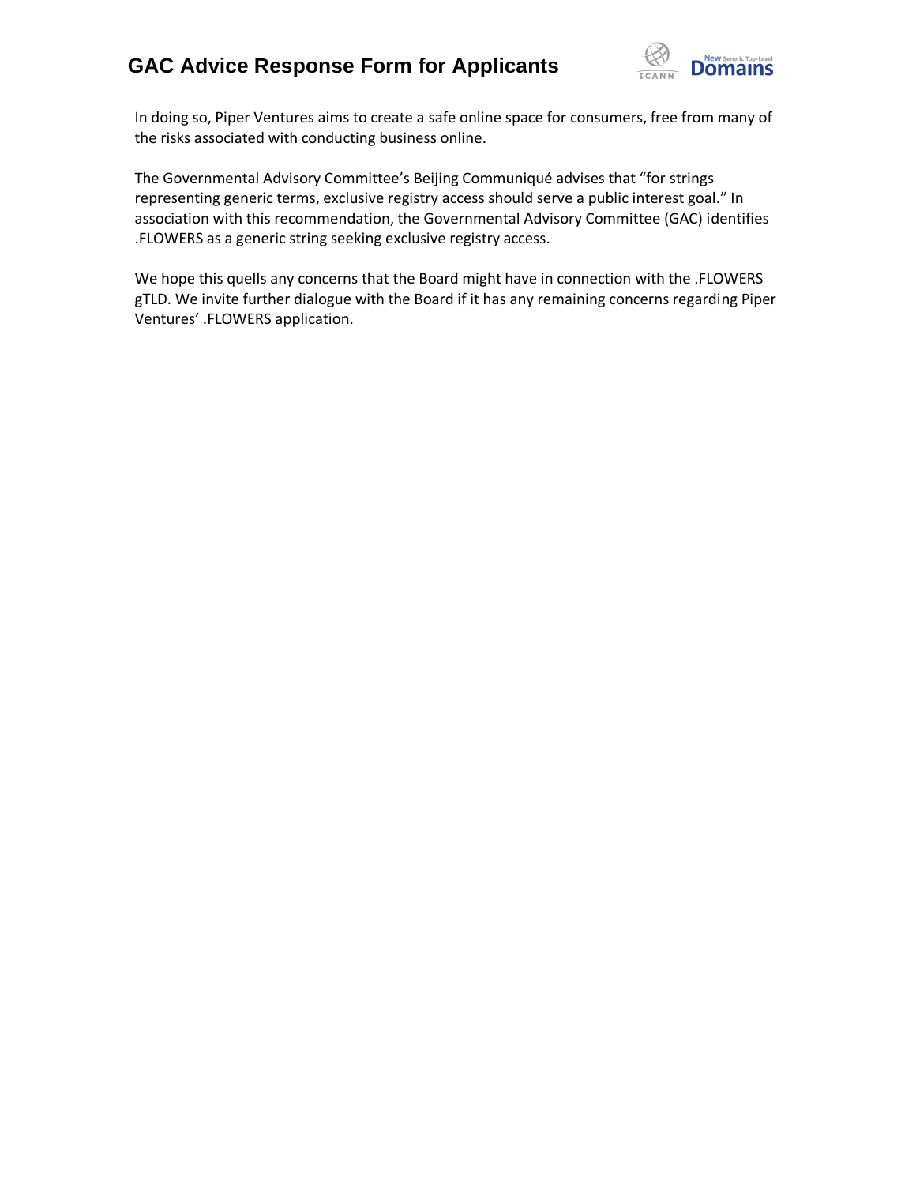In doing so, Piper Ventures aims to create a safe online space for consumers, free from many of the risks associated with conducting business online.

The Governmental Advisory Committee's Beijing Communiqué advises that "for strings representing generic terms, exclusive registry access should serve a public interest goal." In association with this recommendation, the Governmental Advisory Committee (GAC) identifies .FLOWERS as a generic string seeking exclusive registry access.

We hope this quells any concerns that the Board might have in connection with the .FLOWERS gTLD. We invite further dialogue with the Board if it has any remaining concerns regarding Piper Ventures' .FLOWERS application.